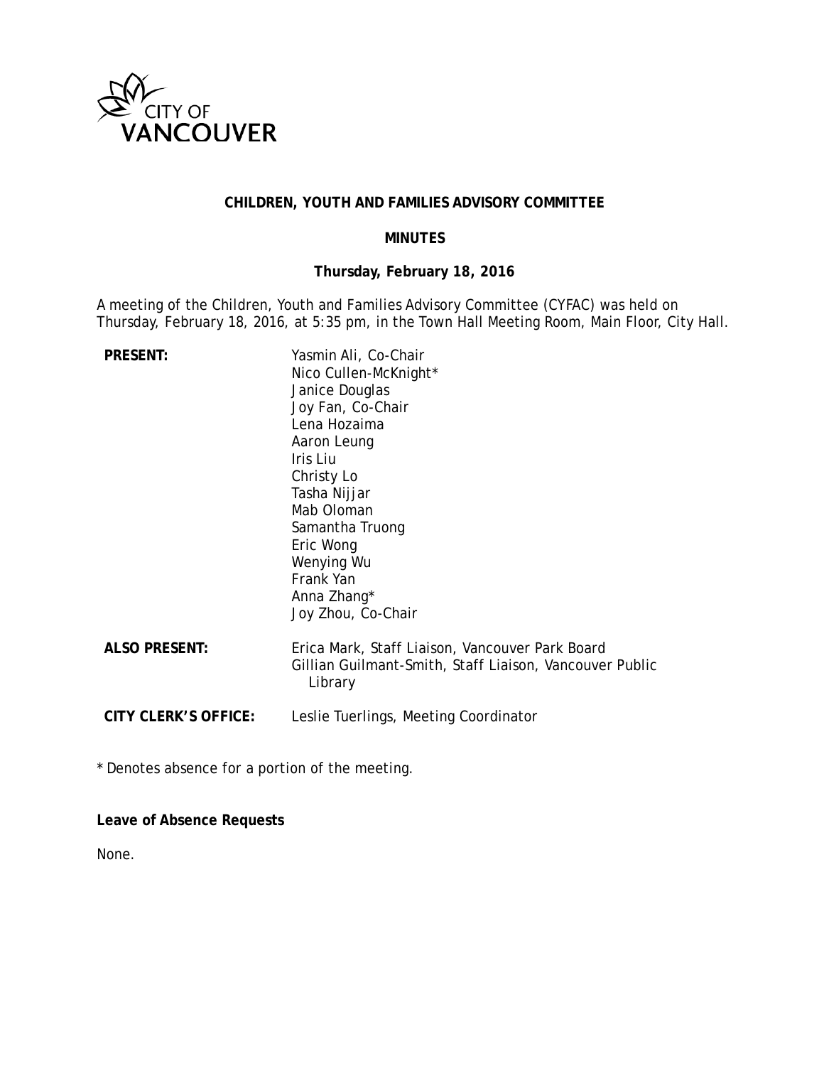CITY OF VANCOUVER

# CHILDREN, YOUTH AND FAMILIES ADVISORY COMMITTEE

## MINUTES

**Thursday, February 18, 2016**

A meeting of the Children, Youth and Families Advisory Committee (CYFAC) was held on Thursday, February 18, 2016, at 5:35 pm, in the Town Hall Meeting Room, Main Floor, City Hall.

**PRESENT:**
Yasmin Ali, Co-Chair
Nico Cullen-McKnight*
Janice Douglas
Joy Fan, Co-Chair
Lena Hozaima
Aaron Leung
Iris Liu
Christy Lo
Tasha Nijjar
Mab Oloman
Samantha Truong
Eric Wong
Wenying Wu
Frank Yan
Anna Zhang*
Joy Zhou, Co-Chair

**ALSO PRESENT:**
Erica Mark, Staff Liaison, Vancouver Park Board
Gillian Guilmant-Smith, Staff Liaison, Vancouver Public Library

**CITY CLERK'S OFFICE:** Leslie Tuerlings, Meeting Coordinator

\* Denotes absence for a portion of the meeting.

**Leave of Absence Requests**

None.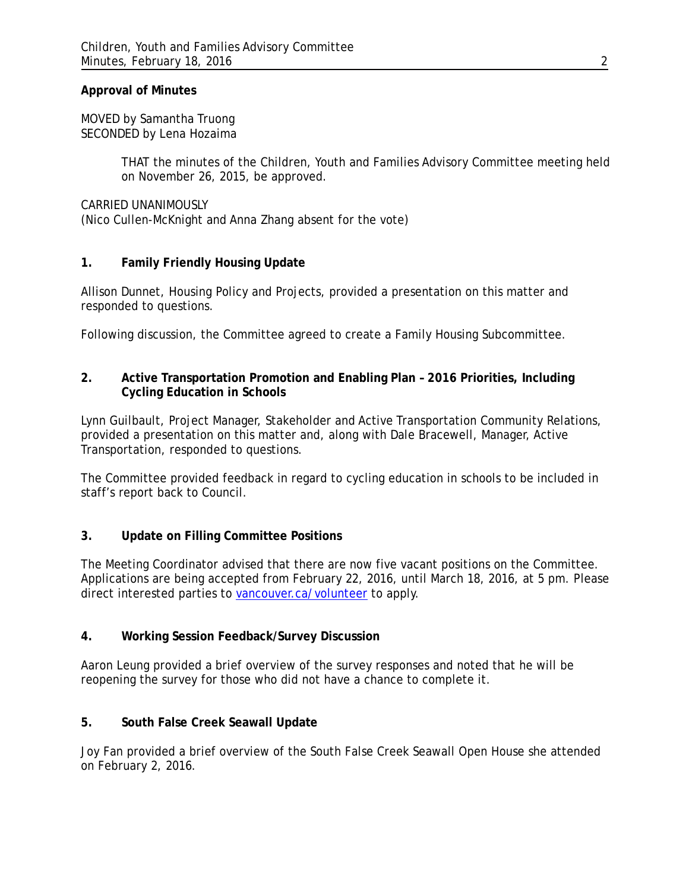**Approval of Minutes**

MOVED by Samantha Truong
SECONDED by Lena Hozaima

> THAT the minutes of the Children, Youth and Families Advisory Committee meeting held on November 26, 2015, be approved.

CARRIED UNANIMOUSLY
(Nico Cullen-McKnight and Anna Zhang absent for the vote)

**1. Family Friendly Housing Update**

Allison Dunnet, Housing Policy and Projects, provided a presentation on this matter and responded to questions.

Following discussion, the Committee agreed to create a Family Housing Subcommittee.

**2. Active Transportation Promotion and Enabling Plan – 2016 Priorities, Including Cycling Education in Schools**

Lynn Guilbault, Project Manager, Stakeholder and Active Transportation Community Relations, provided a presentation on this matter and, along with Dale Bracewell, Manager, Active Transportation, responded to questions.

The Committee provided feedback in regard to cycling education in schools to be included in staff's report back to Council.

**3. Update on Filling Committee Positions**

The Meeting Coordinator advised that there are now five vacant positions on the Committee. Applications are being accepted from February 22, 2016, until March 18, 2016, at 5 pm. Please direct interested parties to vancouver.ca/volunteer to apply.

**4. Working Session Feedback/Survey Discussion**

Aaron Leung provided a brief overview of the survey responses and noted that he will be reopening the survey for those who did not have a chance to complete it.

**5. South False Creek Seawall Update**

Joy Fan provided a brief overview of the South False Creek Seawall Open House she attended on February 2, 2016.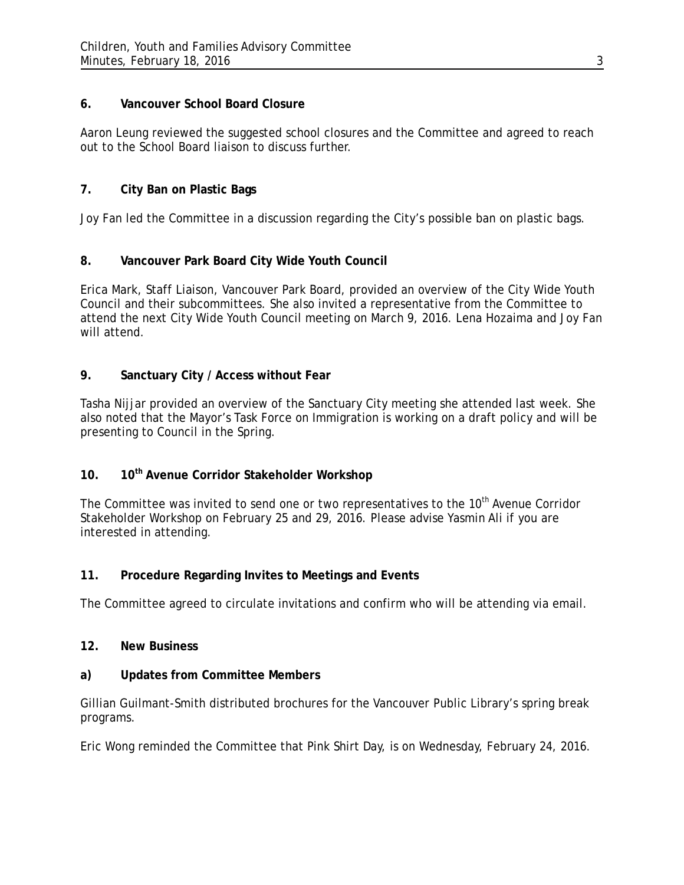**6. Vancouver School Board Closure**

Aaron Leung reviewed the suggested school closures and the Committee and agreed to reach out to the School Board liaison to discuss further.

**7. City Ban on Plastic Bags**

Joy Fan led the Committee in a discussion regarding the City's possible ban on plastic bags.

**8. Vancouver Park Board City Wide Youth Council**

Erica Mark, Staff Liaison, Vancouver Park Board, provided an overview of the City Wide Youth Council and their subcommittees. She also invited a representative from the Committee to attend the next City Wide Youth Council meeting on March 9, 2016. Lena Hozaima and Joy Fan will attend.

**9. Sanctuary City / Access without Fear**

Tasha Nijjar provided an overview of the Sanctuary City meeting she attended last week. She also noted that the Mayor's Task Force on Immigration is working on a draft policy and will be presenting to Council in the Spring.

**10. 10th Avenue Corridor Stakeholder Workshop**

The Committee was invited to send one or two representatives to the 10th Avenue Corridor Stakeholder Workshop on February 25 and 29, 2016. Please advise Yasmin Ali if you are interested in attending.

**11. Procedure Regarding Invites to Meetings and Events**

The Committee agreed to circulate invitations and confirm who will be attending via email.

**12. New Business**

**a) Updates from Committee Members**

Gillian Guilmant-Smith distributed brochures for the Vancouver Public Library's spring break programs.

Eric Wong reminded the Committee that Pink Shirt Day, is on Wednesday, February 24, 2016.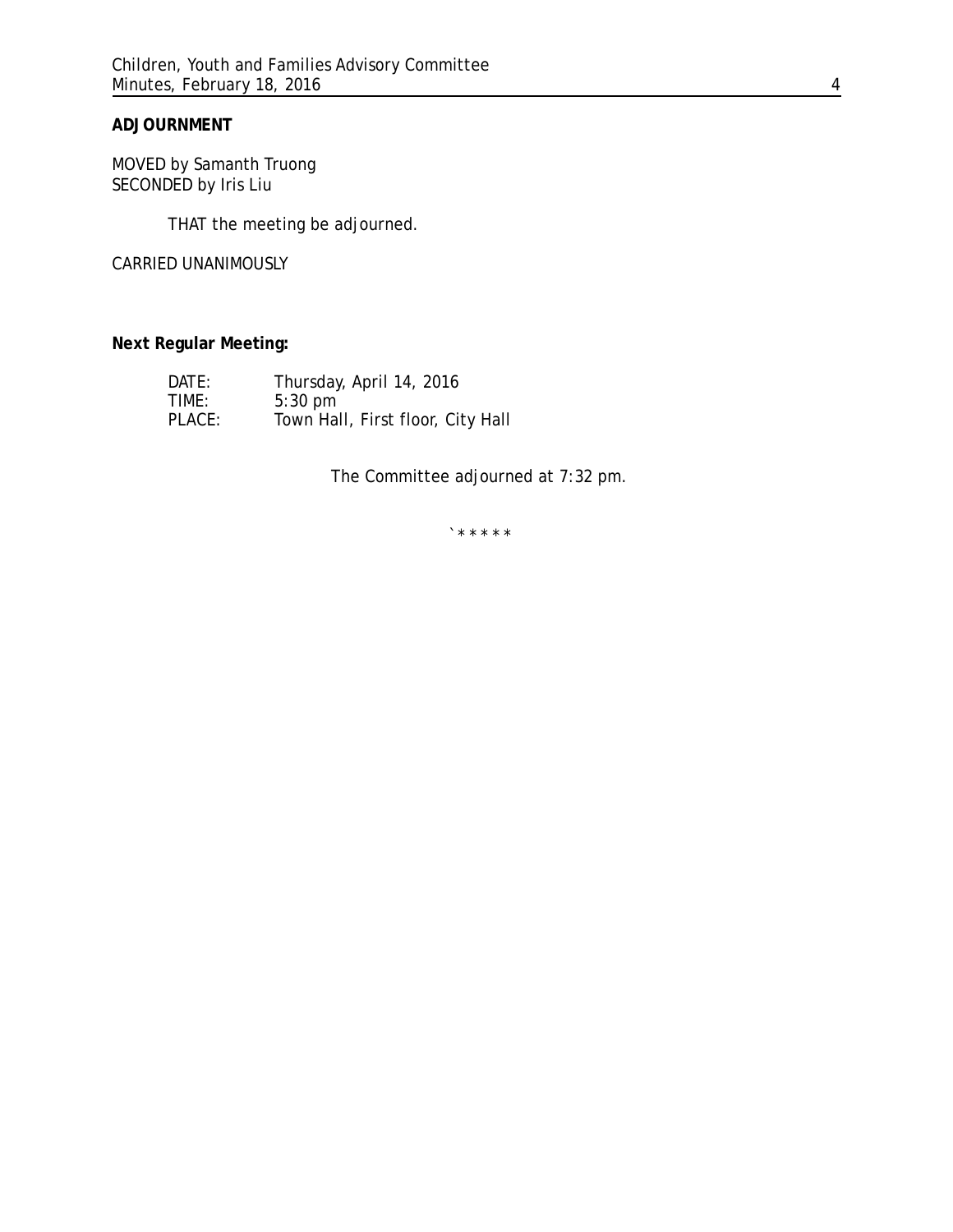**ADJOURNMENT**

MOVED by Samanth Truong
SECONDED by Iris Liu

THAT the meeting be adjourned.

CARRIED UNANIMOUSLY

**Next Regular Meeting:**

| | |
|---|---|
| DATE: | Thursday, April 14, 2016 |
| TIME: | 5:30 pm |
| PLACE: | Town Hall, First floor, City Hall |

The Committee adjourned at 7:32 pm.

`* * * * *